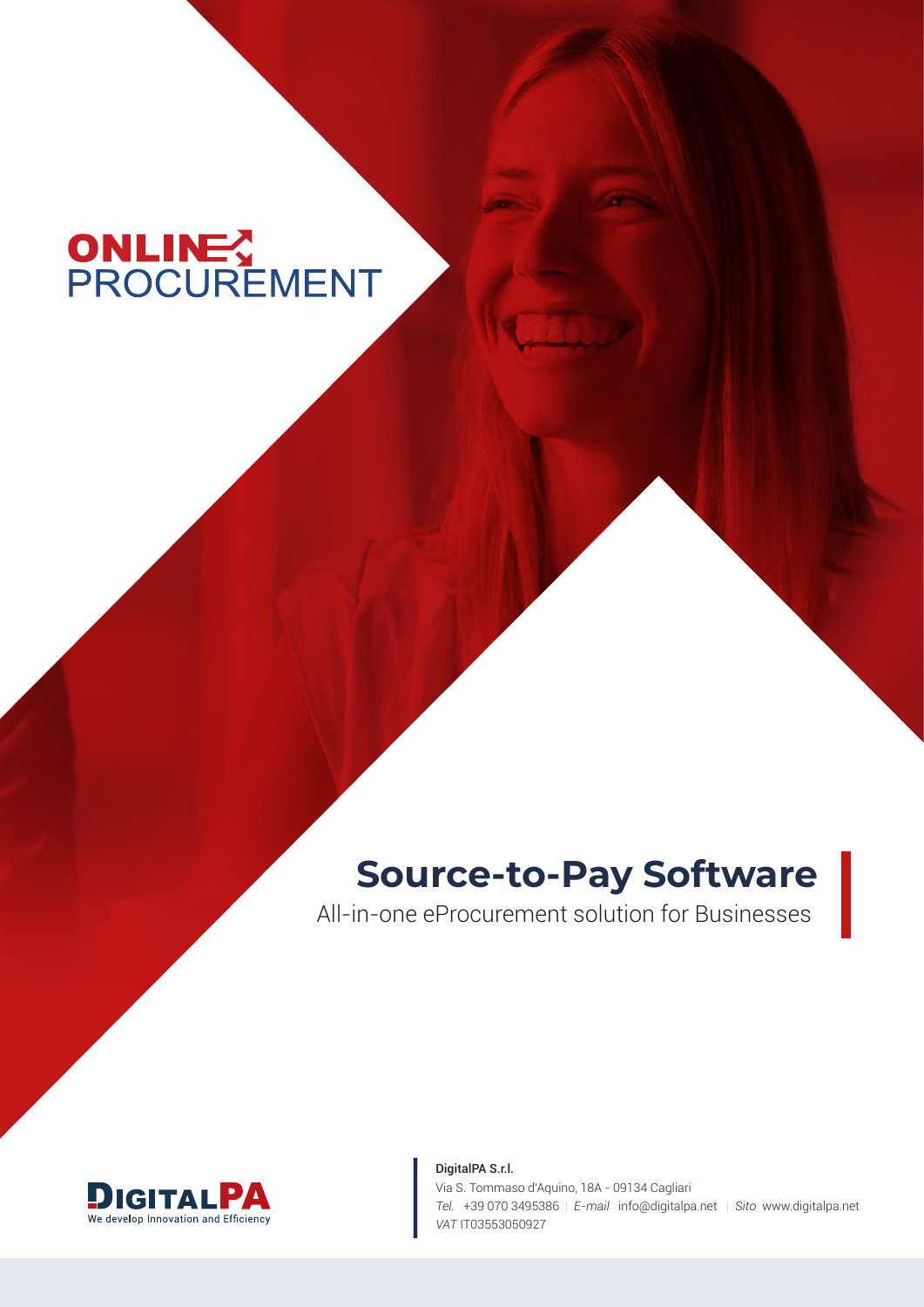ONLINE PROCUREMENT

# Source-to-Pay Software

All-in-one eProcurement solution for Businesses

DIGITALPA
We develop Innovation and Efficiency

**DigitalPA S.r.l.**
Via S. Tommaso d'Aquino, 18A - 09134 Cagliari
*Tel.* +39 070 3495386 | *E-mail* info@digitalpa.net | *Sito* www.digitalpa.net
*VAT* IT03553050927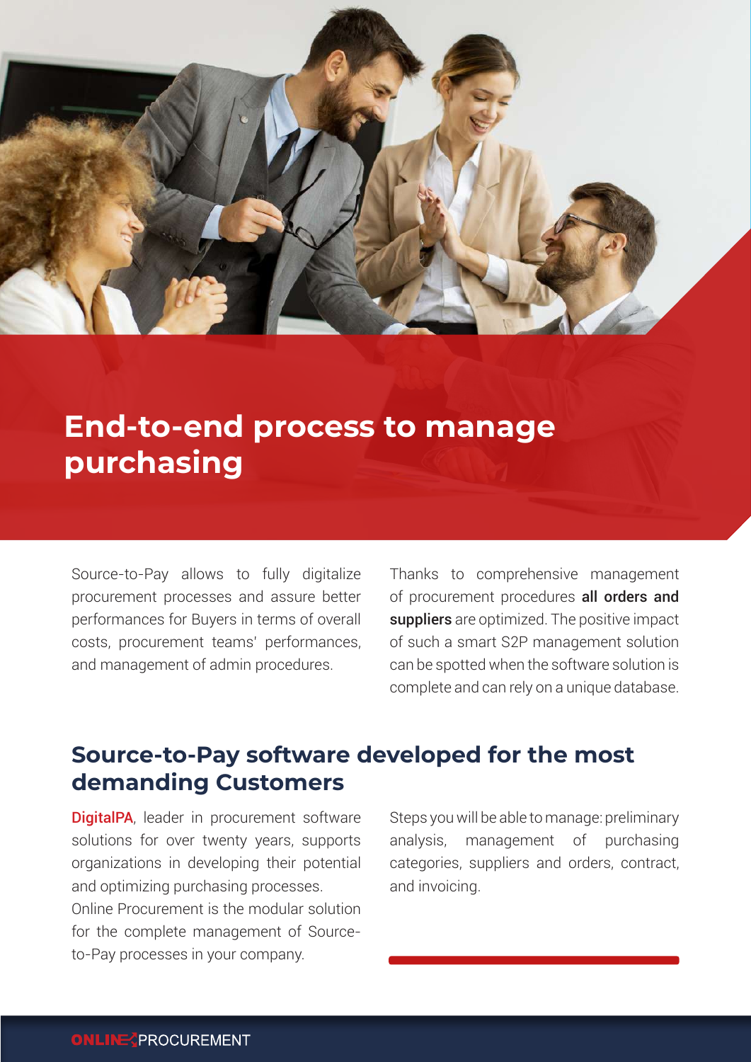# End-to-end process to manage purchasing

Source-to-Pay allows to fully digitalize procurement processes and assure better performances for Buyers in terms of overall costs, procurement teams' performances, and management of admin procedures.

Thanks to comprehensive management of procurement procedures **all orders and suppliers** are optimized. The positive impact of such a smart S2P management solution can be spotted when the software solution is complete and can rely on a unique database.

## Source-to-Pay software developed for the most demanding Customers

**DigitalPA**, leader in procurement software solutions for over twenty years, supports organizations in developing their potential and optimizing purchasing processes.
Online Procurement is the modular solution for the complete management of Source-to-Pay processes in your company.

Steps you will be able to manage: preliminary analysis, management of purchasing categories, suppliers and orders, contract, and invoicing.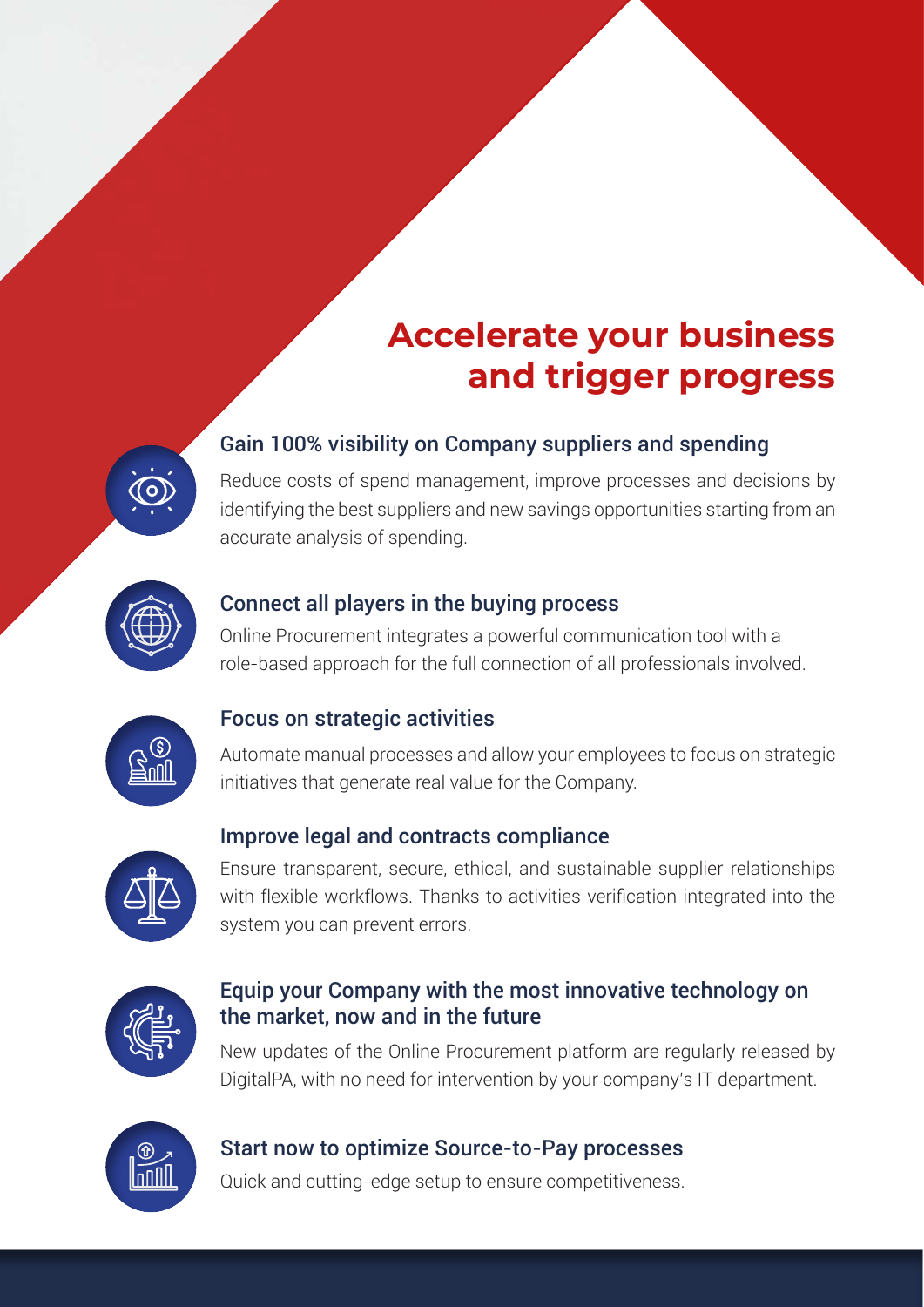# Accelerate your business and trigger progress

### Gain 100% visibility on Company suppliers and spending

Reduce costs of spend management, improve processes and decisions by identifying the best suppliers and new savings opportunities starting from an accurate analysis of spending.

### Connect all players in the buying process

Online Procurement integrates a powerful communication tool with a role-based approach for the full connection of all professionals involved.

### Focus on strategic activities

Automate manual processes and allow your employees to focus on strategic initiatives that generate real value for the Company.

### Improve legal and contracts compliance

Ensure transparent, secure, ethical, and sustainable supplier relationships with flexible workflows. Thanks to activities verification integrated into the system you can prevent errors.

### Equip your Company with the most innovative technology on the market, now and in the future

New updates of the Online Procurement platform are regularly released by DigitalPA, with no need for intervention by your company's IT department.

### Start now to optimize Source-to-Pay processes

Quick and cutting-edge setup to ensure competitiveness.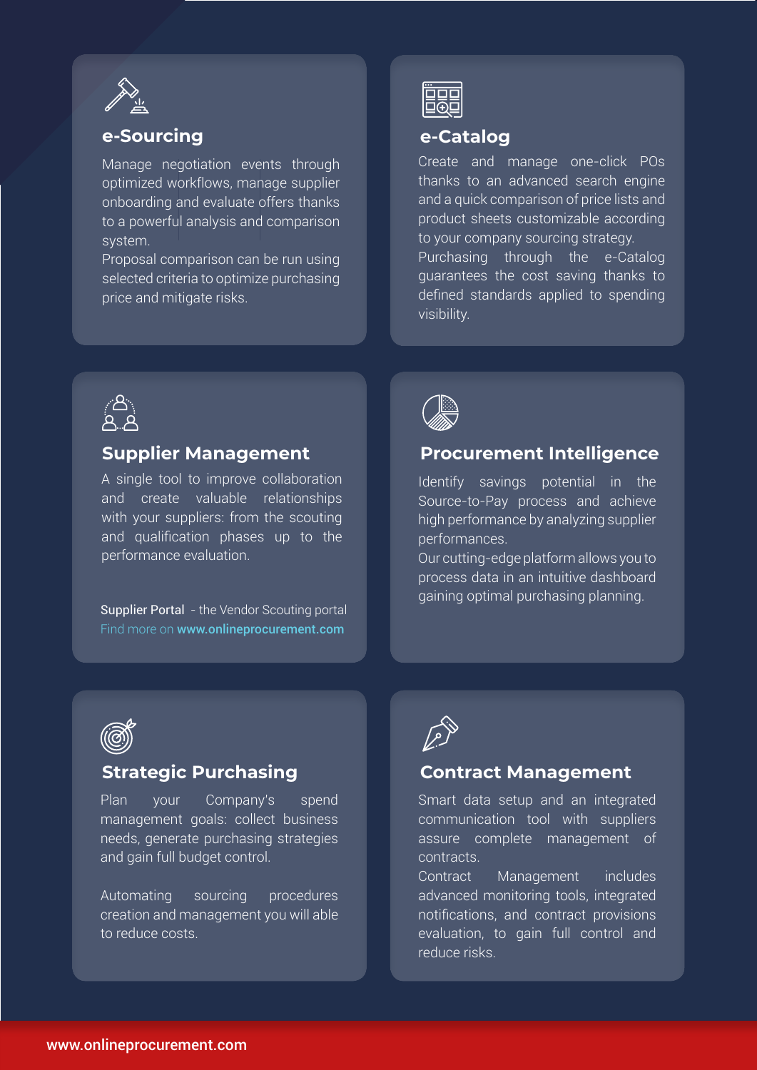## e-Sourcing

Manage negotiation events through optimized workflows, manage supplier onboarding and evaluate offers thanks to a powerful analysis and comparison system.
Proposal comparison can be run using selected criteria to optimize purchasing price and mitigate risks.

## e-Catalog

Create and manage one-click POs thanks to an advanced search engine and a quick comparison of price lists and product sheets customizable according to your company sourcing strategy.
Purchasing through the e-Catalog guarantees the cost saving thanks to defined standards applied to spending visibility.

## Supplier Management

A single tool to improve collaboration and create valuable relationships with your suppliers: from the scouting and qualification phases up to the performance evaluation.

Supplier Portal - the Vendor Scouting portal
Find more on **www.onlineprocurement.com**

## Procurement Intelligence

Identify savings potential in the Source-to-Pay process and achieve high performance by analyzing supplier performances.
Our cutting-edge platform allows you to process data in an intuitive dashboard gaining optimal purchasing planning.

## Strategic Purchasing

Plan your Company's spend management goals: collect business needs, generate purchasing strategies and gain full budget control.

Automating sourcing procedures creation and management you will able to reduce costs.

## Contract Management

Smart data setup and an integrated communication tool with suppliers assure complete management of contracts.
Contract Management includes advanced monitoring tools, integrated notifications, and contract provisions evaluation, to gain full control and reduce risks.

www.onlineprocurement.com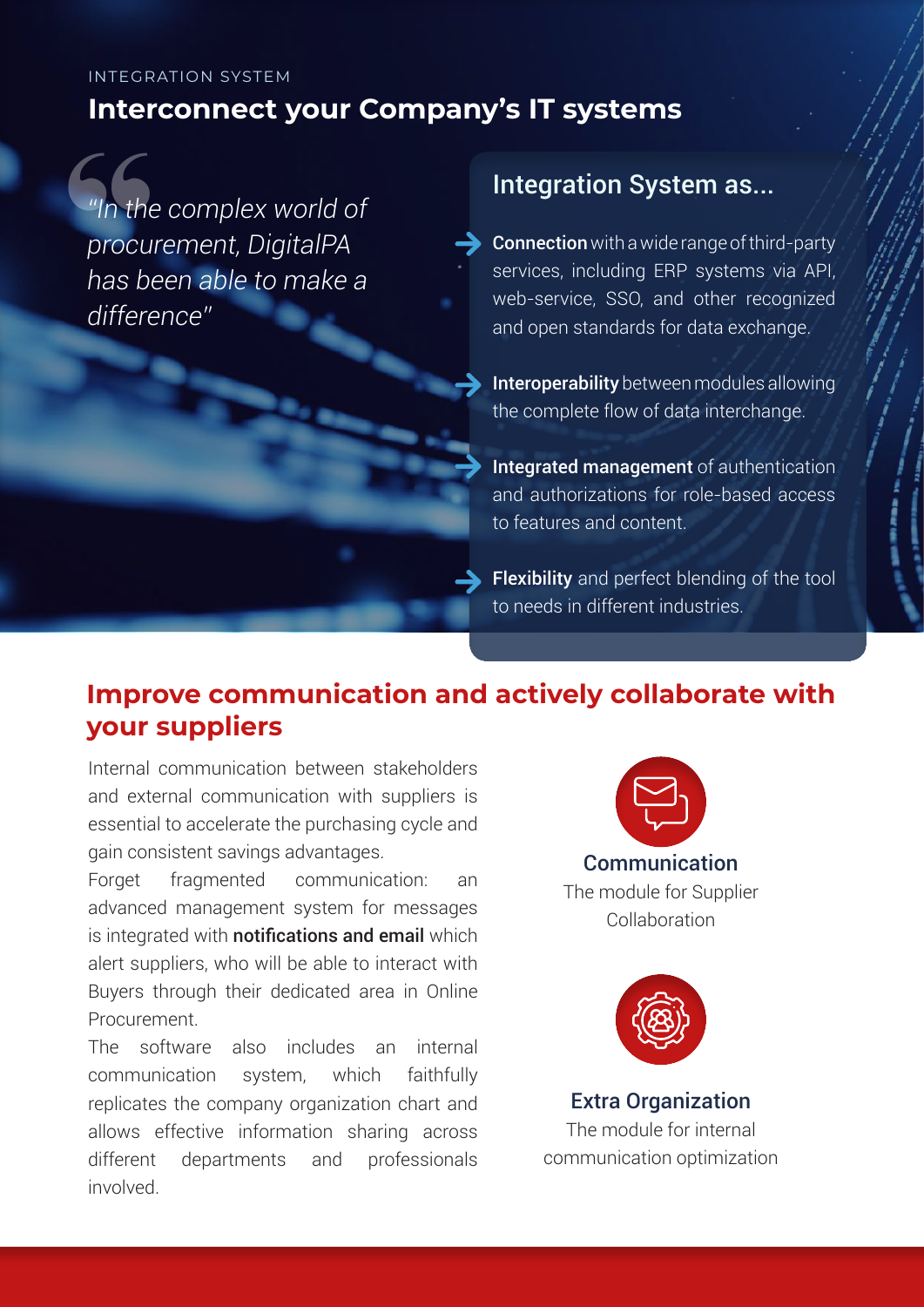INTEGRATION SYSTEM

# Interconnect your Company's IT systems

*"In the complex world of procurement, DigitalPA has been able to make a difference"*

## Integration System as...

- **Connection** with a wide range of third-party services, including ERP systems via API, web-service, SSO, and other recognized and open standards for data exchange.
- **Interoperability** between modules allowing the complete flow of data interchange.
- **Integrated management** of authentication and authorizations for role-based access to features and content.
- **Flexibility** and perfect blending of the tool to needs in different industries.

## Improve communication and actively collaborate with your suppliers

Internal communication between stakeholders and external communication with suppliers is essential to accelerate the purchasing cycle and gain consistent savings advantages.

Forget fragmented communication: an advanced management system for messages is integrated with **notifications and email** which alert suppliers, who will be able to interact with Buyers through their dedicated area in Online Procurement.

The software also includes an internal communication system, which faithfully replicates the company organization chart and allows effective information sharing across different departments and professionals involved.

**Communication**
The module for Supplier Collaboration

**Extra Organization**
The module for internal communication optimization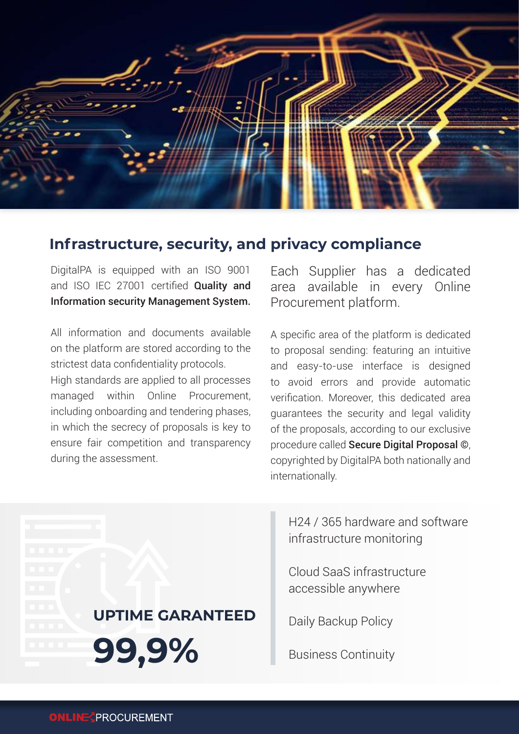## Infrastructure, security, and privacy compliance

DigitalPA is equipped with an ISO 9001 and ISO IEC 27001 certified **Quality and Information security Management System.**

All information and documents available on the platform are stored according to the strictest data confidentiality protocols.
High standards are applied to all processes managed within Online Procurement, including onboarding and tendering phases, in which the secrecy of proposals is key to ensure fair competition and transparency during the assessment.

Each Supplier has a dedicated area available in every Online Procurement platform.

A specific area of the platform is dedicated to proposal sending: featuring an intuitive and easy-to-use interface is designed to avoid errors and provide automatic verification. Moreover, this dedicated area guarantees the security and legal validity of the proposals, according to our exclusive procedure called **Secure Digital Proposal ©**, copyrighted by DigitalPA both nationally and internationally.

**UPTIME GARANTEED**

**99,9%**

H24 / 365 hardware and software infrastructure monitoring

Cloud SaaS infrastructure accessible anywhere

Daily Backup Policy

Business Continuity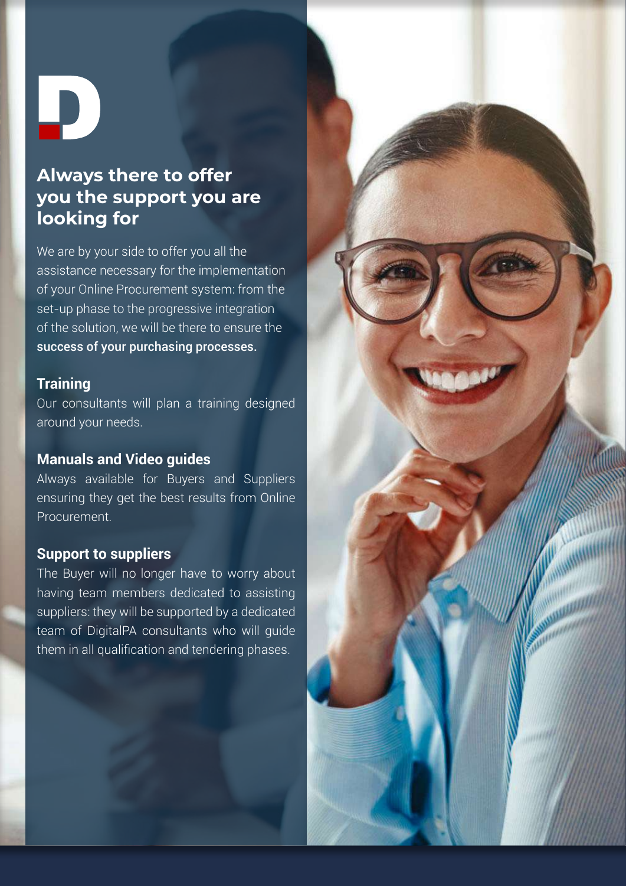## Always there to offer you the support you are looking for

We are by your side to offer you all the assistance necessary for the implementation of your Online Procurement system: from the set-up phase to the progressive integration of the solution, we will be there to ensure the **success of your purchasing processes.**

### Training

Our consultants will plan a training designed around your needs.

### Manuals and Video guides

Always available for Buyers and Suppliers ensuring they get the best results from Online Procurement.

### Support to suppliers

The Buyer will no longer have to worry about having team members dedicated to assisting suppliers: they will be supported by a dedicated team of DigitalPA consultants who will guide them in all qualification and tendering phases.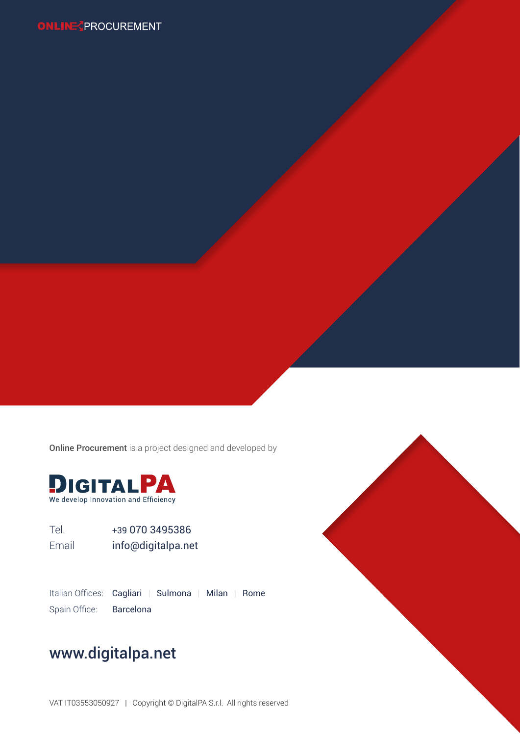ONLINE PROCUREMENT

**Online Procurement** is a project designed and developed by

**DIGITALPA**
We develop Innovation and Efficiency

Tel. +39 070 3495386
Email info@digitalpa.net

Italian Offices: Cagliari | Sulmona | Milan | Rome
Spain Office: Barcelona

## www.digitalpa.net

VAT IT03553050927 | Copyright © DigitalPA S.r.l. All rights reserved